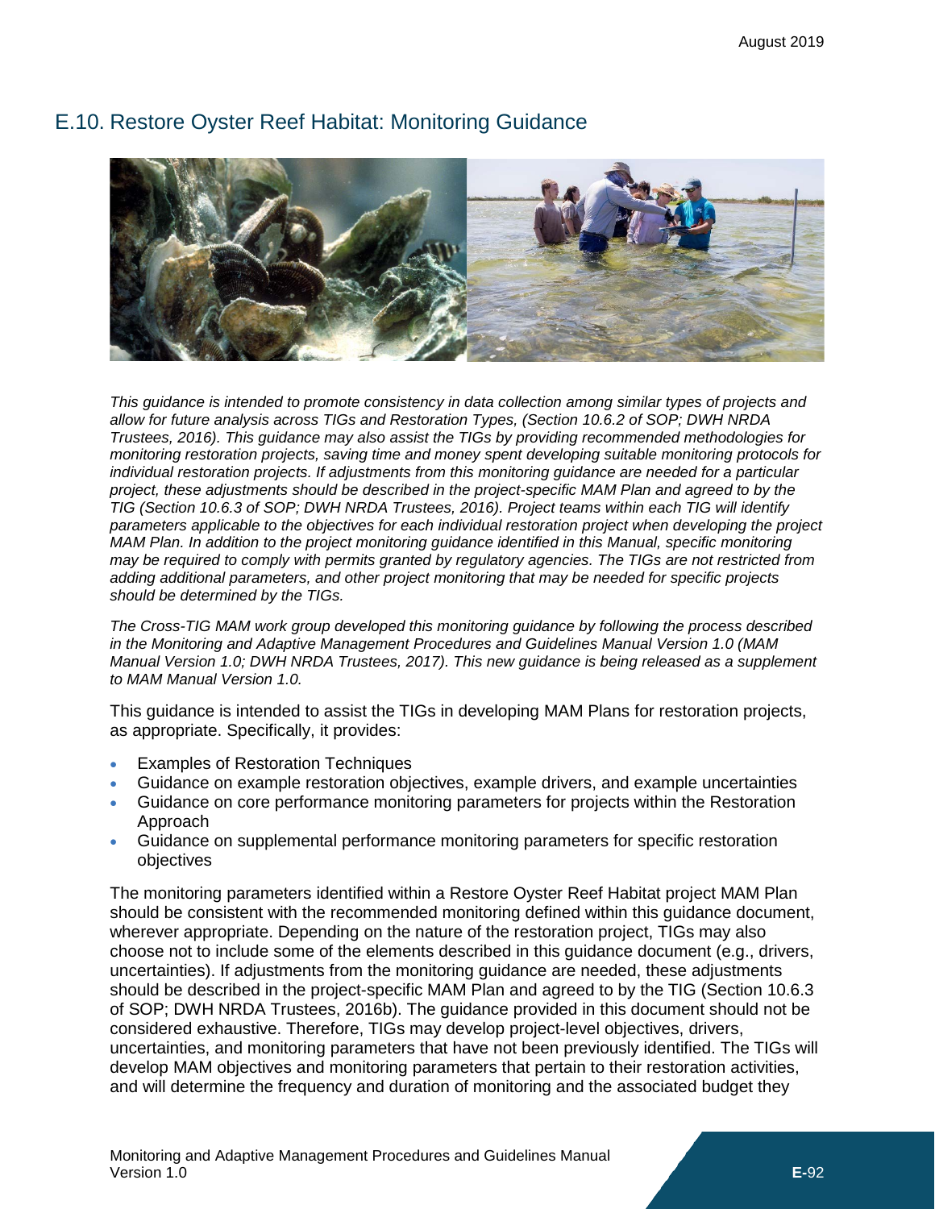# E.10. Restore Oyster Reef Habitat: Monitoring Guidance

*This guidance is intended to promote consistency in data collection among similar types of projects and allow for future analysis across TIGs and Restoration Types, (Section 10.6.2 of SOP; DWH NRDA Trustees, 2016). This guidance may also assist the TIGs by providing recommended methodologies for monitoring restoration projects, saving time and money spent developing suitable monitoring protocols for individual restoration projects. If adjustments from this monitoring guidance are needed for a particular project, these adjustments should be described in the project-specific MAM Plan and agreed to by the TIG (Section 10.6.3 of SOP; DWH NRDA Trustees, 2016). Project teams within each TIG will identify parameters applicable to the objectives for each individual restoration project when developing the project MAM Plan. In addition to the project monitoring guidance identified in this Manual, specific monitoring may be required to comply with permits granted by regulatory agencies. The TIGs are not restricted from adding additional parameters, and other project monitoring that may be needed for specific projects should be determined by the TIGs.*

*The Cross-TIG MAM work group developed this monitoring guidance by following the process described in the Monitoring and Adaptive Management Procedures and Guidelines Manual Version 1.0 (MAM Manual Version 1.0; DWH NRDA Trustees, 2017). This new guidance is being released as a supplement to MAM Manual Version 1.0.*

This guidance is intended to assist the TIGs in developing MAM Plans for restoration projects, as appropriate. Specifically, it provides:

- Examples of Restoration Techniques
- Guidance on example restoration objectives, example drivers, and example uncertainties
- Guidance on core performance monitoring parameters for projects within the Restoration Approach
- Guidance on supplemental performance monitoring parameters for specific restoration objectives

The monitoring parameters identified within a Restore Oyster Reef Habitat project MAM Plan should be consistent with the recommended monitoring defined within this guidance document, wherever appropriate. Depending on the nature of the restoration project, TIGs may also choose not to include some of the elements described in this guidance document (e.g., drivers, uncertainties). If adjustments from the monitoring guidance are needed, these adjustments should be described in the project-specific MAM Plan and agreed to by the TIG (Section 10.6.3 of SOP; DWH NRDA Trustees, 2016b). The guidance provided in this document should not be considered exhaustive. Therefore, TIGs may develop project-level objectives, drivers, uncertainties, and monitoring parameters that have not been previously identified. The TIGs will develop MAM objectives and monitoring parameters that pertain to their restoration activities, and will determine the frequency and duration of monitoring and the associated budget they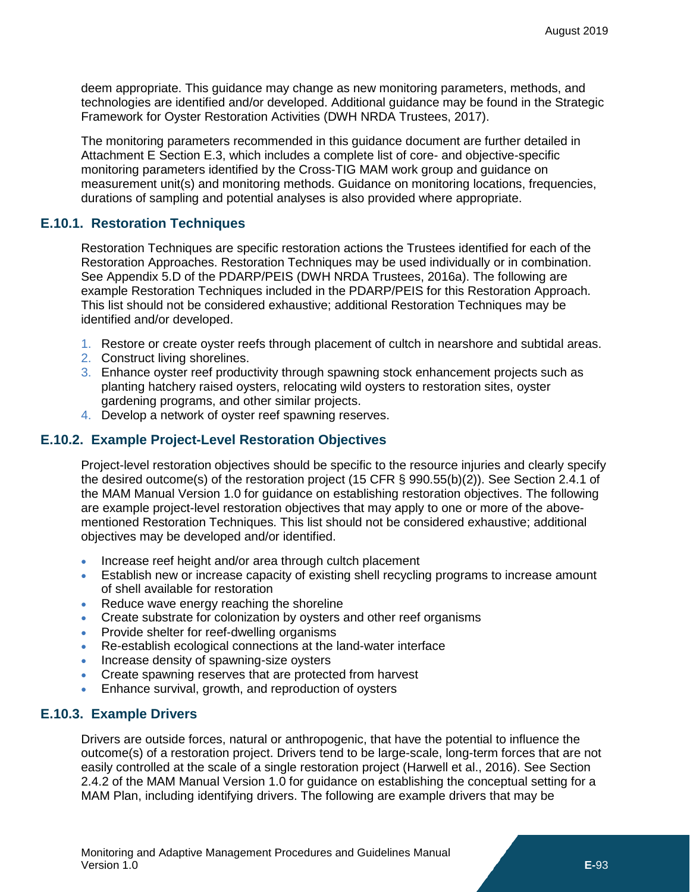deem appropriate. This guidance may change as new monitoring parameters, methods, and technologies are identified and/or developed. Additional guidance may be found in the Strategic Framework for Oyster Restoration Activities (DWH NRDA Trustees, 2017).

The monitoring parameters recommended in this guidance document are further detailed in Attachment E Section E.3, which includes a complete list of core- and objective-specific monitoring parameters identified by the Cross-TIG MAM work group and guidance on measurement unit(s) and monitoring methods. Guidance on monitoring locations, frequencies, durations of sampling and potential analyses is also provided where appropriate.

### E.10.1. Restoration Techniques

Restoration Techniques are specific restoration actions the Trustees identified for each of the Restoration Approaches. Restoration Techniques may be used individually or in combination. See Appendix 5.D of the PDARP/PEIS (DWH NRDA Trustees, 2016a). The following are example Restoration Techniques included in the PDARP/PEIS for this Restoration Approach. This list should not be considered exhaustive; additional Restoration Techniques may be identified and/or developed.

1. Restore or create oyster reefs through placement of cultch in nearshore and subtidal areas.
2. Construct living shorelines.
3. Enhance oyster reef productivity through spawning stock enhancement projects such as planting hatchery raised oysters, relocating wild oysters to restoration sites, oyster gardening programs, and other similar projects.
4. Develop a network of oyster reef spawning reserves.

### E.10.2. Example Project-Level Restoration Objectives

Project-level restoration objectives should be specific to the resource injuries and clearly specify the desired outcome(s) of the restoration project (15 CFR § 990.55(b)(2)). See Section 2.4.1 of the MAM Manual Version 1.0 for guidance on establishing restoration objectives. The following are example project-level restoration objectives that may apply to one or more of the above-mentioned Restoration Techniques. This list should not be considered exhaustive; additional objectives may be developed and/or identified.

- Increase reef height and/or area through cultch placement
- Establish new or increase capacity of existing shell recycling programs to increase amount of shell available for restoration
- Reduce wave energy reaching the shoreline
- Create substrate for colonization by oysters and other reef organisms
- Provide shelter for reef-dwelling organisms
- Re-establish ecological connections at the land-water interface
- Increase density of spawning-size oysters
- Create spawning reserves that are protected from harvest
- Enhance survival, growth, and reproduction of oysters

### E.10.3. Example Drivers

Drivers are outside forces, natural or anthropogenic, that have the potential to influence the outcome(s) of a restoration project. Drivers tend to be large-scale, long-term forces that are not easily controlled at the scale of a single restoration project (Harwell et al., 2016). See Section 2.4.2 of the MAM Manual Version 1.0 for guidance on establishing the conceptual setting for a MAM Plan, including identifying drivers. The following are example drivers that may be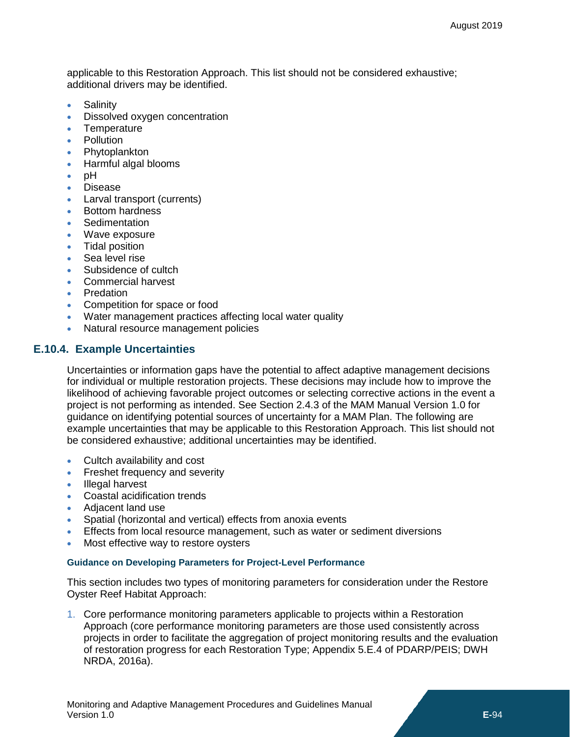applicable to this Restoration Approach. This list should not be considered exhaustive; additional drivers may be identified.

- Salinity
- Dissolved oxygen concentration
- Temperature
- Pollution
- Phytoplankton
- Harmful algal blooms
- pH
- Disease
- Larval transport (currents)
- Bottom hardness
- Sedimentation
- Wave exposure
- Tidal position
- Sea level rise
- Subsidence of cultch
- Commercial harvest
- Predation
- Competition for space or food
- Water management practices affecting local water quality
- Natural resource management policies

## E.10.4. Example Uncertainties

Uncertainties or information gaps have the potential to affect adaptive management decisions for individual or multiple restoration projects. These decisions may include how to improve the likelihood of achieving favorable project outcomes or selecting corrective actions in the event a project is not performing as intended. See Section 2.4.3 of the MAM Manual Version 1.0 for guidance on identifying potential sources of uncertainty for a MAM Plan. The following are example uncertainties that may be applicable to this Restoration Approach. This list should not be considered exhaustive; additional uncertainties may be identified.

- Cultch availability and cost
- Freshet frequency and severity
- Illegal harvest
- Coastal acidification trends
- Adjacent land use
- Spatial (horizontal and vertical) effects from anoxia events
- Effects from local resource management, such as water or sediment diversions
- Most effective way to restore oysters

#### Guidance on Developing Parameters for Project-Level Performance

This section includes two types of monitoring parameters for consideration under the Restore Oyster Reef Habitat Approach:

1. Core performance monitoring parameters applicable to projects within a Restoration Approach (core performance monitoring parameters are those used consistently across projects in order to facilitate the aggregation of project monitoring results and the evaluation of restoration progress for each Restoration Type; Appendix 5.E.4 of PDARP/PEIS; DWH NRDA, 2016a).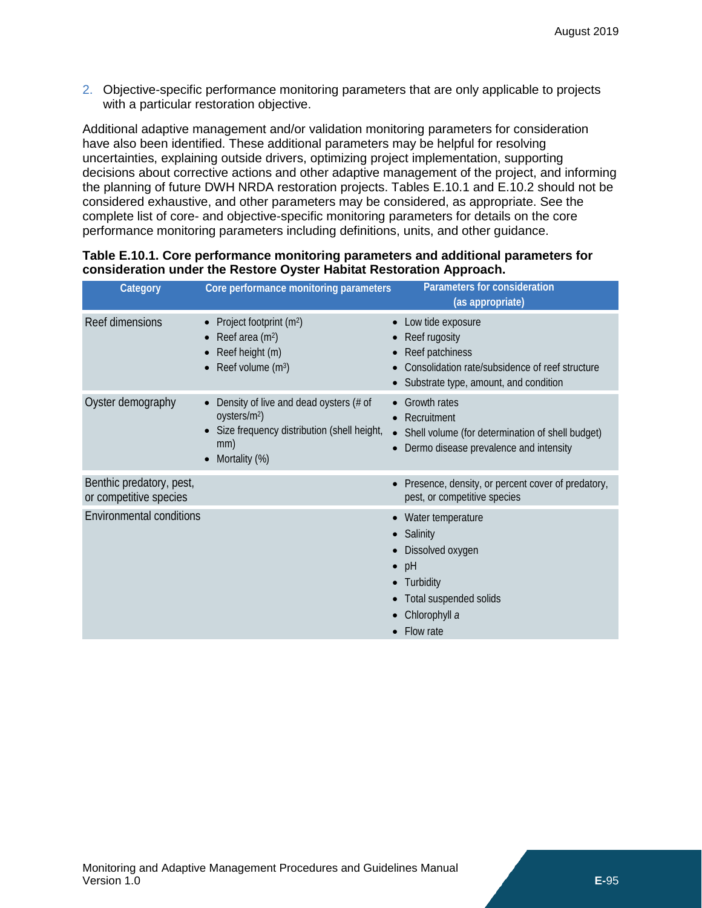2. Objective-specific performance monitoring parameters that are only applicable to projects with a particular restoration objective.

Additional adaptive management and/or validation monitoring parameters for consideration have also been identified. These additional parameters may be helpful for resolving uncertainties, explaining outside drivers, optimizing project implementation, supporting decisions about corrective actions and other adaptive management of the project, and informing the planning of future DWH NRDA restoration projects. Tables E.10.1 and E.10.2 should not be considered exhaustive, and other parameters may be considered, as appropriate. See the complete list of core- and objective-specific monitoring parameters for details on the core performance monitoring parameters including definitions, units, and other guidance.

**Table E.10.1. Core performance monitoring parameters and additional parameters for consideration under the Restore Oyster Habitat Restoration Approach.**

| Category | Core performance monitoring parameters | Parameters for consideration (as appropriate) |
|---|---|---|
| Reef dimensions | • Project footprint ($m^2$)<br>• Reef area ($m^2$)<br>• Reef height (m)<br>• Reef volume ($m^3$) | • Low tide exposure<br>• Reef rugosity<br>• Reef patchiness<br>• Consolidation rate/subsidence of reef structure<br>• Substrate type, amount, and condition |
| Oyster demography | • Density of live and dead oysters (# of oysters/$m^2$)<br>• Size frequency distribution (shell height, mm)<br>• Mortality (%) | • Growth rates<br>• Recruitment<br>• Shell volume (for determination of shell budget)<br>• Dermo disease prevalence and intensity |
| Benthic predatory, pest, or competitive species | | • Presence, density, or percent cover of predatory, pest, or competitive species |
| Environmental conditions | | • Water temperature<br>• Salinity<br>• Dissolved oxygen<br>• pH<br>• Turbidity<br>• Total suspended solids<br>• Chlorophyll *a*<br>• Flow rate |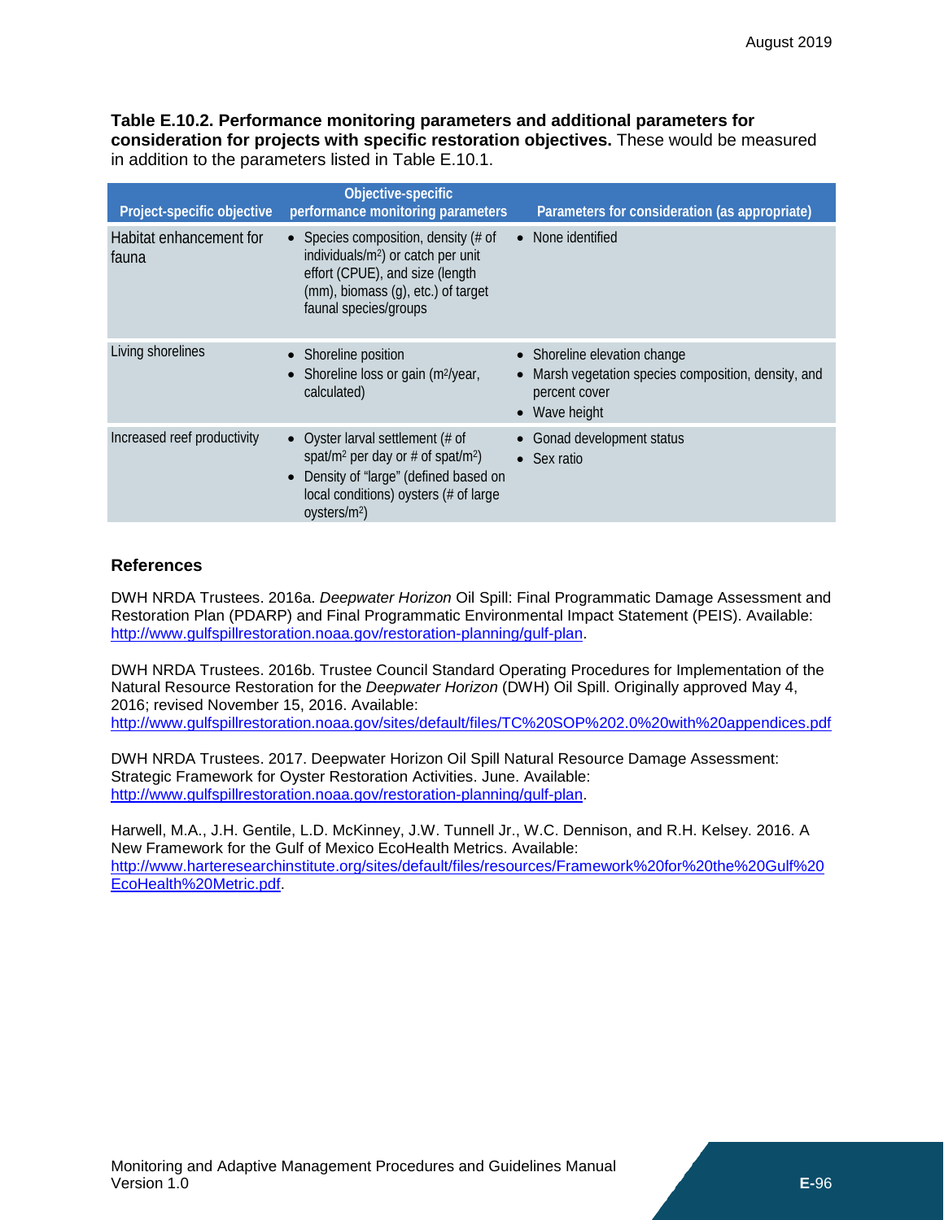**Table E.10.2. Performance monitoring parameters and additional parameters for consideration for projects with specific restoration objectives.** These would be measured in addition to the parameters listed in Table E.10.1.

| Project-specific objective | Objective-specific performance monitoring parameters | Parameters for consideration (as appropriate) |
|---|---|---|
| Habitat enhancement for fauna | • Species composition, density (# of individuals/m$^2$) or catch per unit effort (CPUE), and size (length (mm), biomass (g), etc.) of target faunal species/groups | • None identified |
| Living shorelines | • Shoreline position<br>• Shoreline loss or gain (m$^2$/year, calculated) | • Shoreline elevation change<br>• Marsh vegetation species composition, density, and percent cover<br>• Wave height |
| Increased reef productivity | • Oyster larval settlement (# of spat/m$^2$ per day or # of spat/m$^2$)<br>• Density of "large" (defined based on local conditions) oysters (# of large oysters/m$^2$) | • Gonad development status<br>• Sex ratio |

## References

DWH NRDA Trustees. 2016a. *Deepwater Horizon* Oil Spill: Final Programmatic Damage Assessment and Restoration Plan (PDARP) and Final Programmatic Environmental Impact Statement (PEIS). Available: http://www.gulfspillrestoration.noaa.gov/restoration-planning/gulf-plan.

DWH NRDA Trustees. 2016b. Trustee Council Standard Operating Procedures for Implementation of the Natural Resource Restoration for the *Deepwater Horizon* (DWH) Oil Spill. Originally approved May 4, 2016; revised November 15, 2016. Available: http://www.gulfspillrestoration.noaa.gov/sites/default/files/TC%20SOP%202.0%20with%20appendices.pdf

DWH NRDA Trustees. 2017. Deepwater Horizon Oil Spill Natural Resource Damage Assessment: Strategic Framework for Oyster Restoration Activities. June. Available: http://www.gulfspillrestoration.noaa.gov/restoration-planning/gulf-plan.

Harwell, M.A., J.H. Gentile, L.D. McKinney, J.W. Tunnell Jr., W.C. Dennison, and R.H. Kelsey. 2016. A New Framework for the Gulf of Mexico EcoHealth Metrics. Available: http://www.harteresearchinstitute.org/sites/default/files/resources/Framework%20for%20the%20Gulf%20EcoHealth%20Metric.pdf.